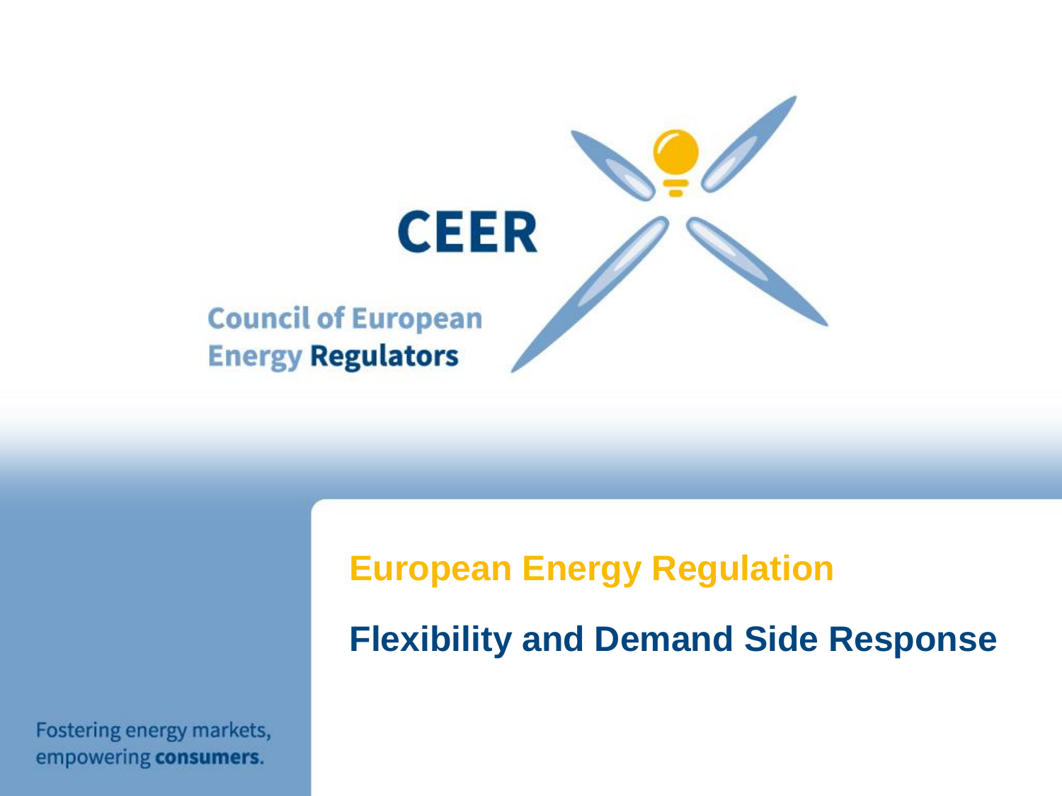# CEER

Council of European Energy **Regulators**

## European Energy Regulation

## Flexibility and Demand Side Response

Fostering energy markets, empowering **consumers**.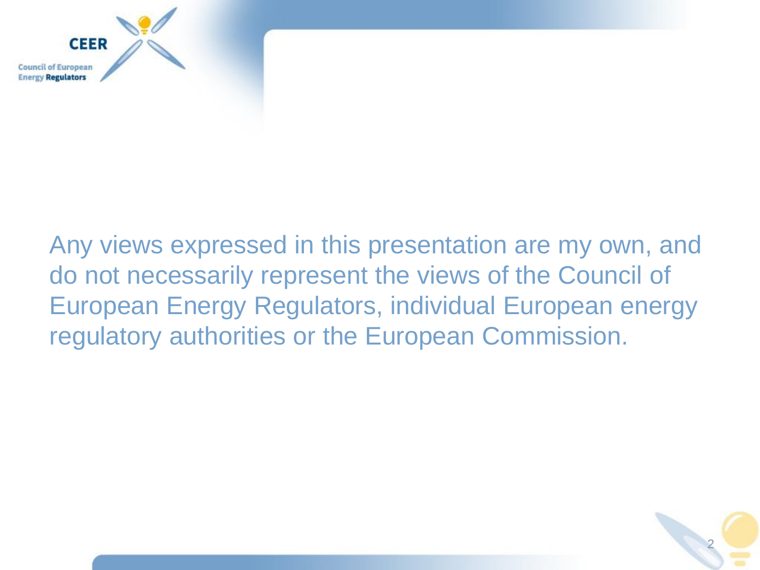Any views expressed in this presentation are my own, and do not necessarily represent the views of the Council of European Energy Regulators, individual European energy regulatory authorities or the European Commission.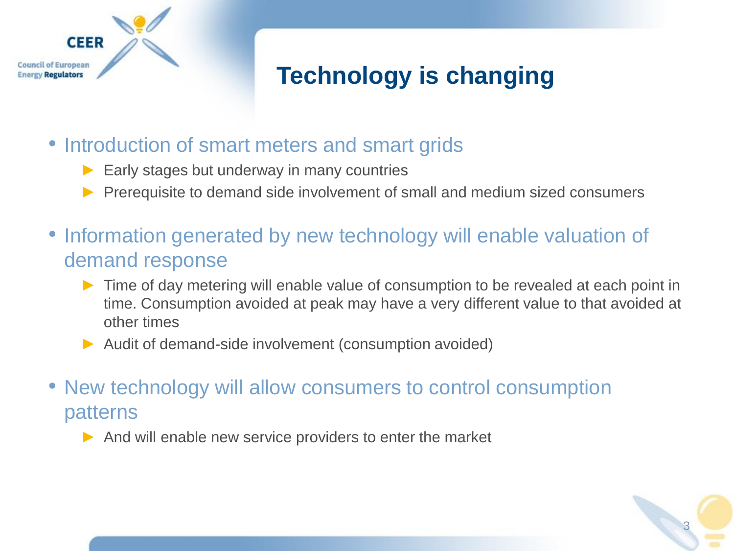# Technology is changing

- Introduction of smart meters and smart grids
  - Early stages but underway in many countries
  - Prerequisite to demand side involvement of small and medium sized consumers
- Information generated by new technology will enable valuation of demand response
  - Time of day metering will enable value of consumption to be revealed at each point in time. Consumption avoided at peak may have a very different value to that avoided at other times
  - Audit of demand-side involvement (consumption avoided)
- New technology will allow consumers to control consumption patterns
  - And will enable new service providers to enter the market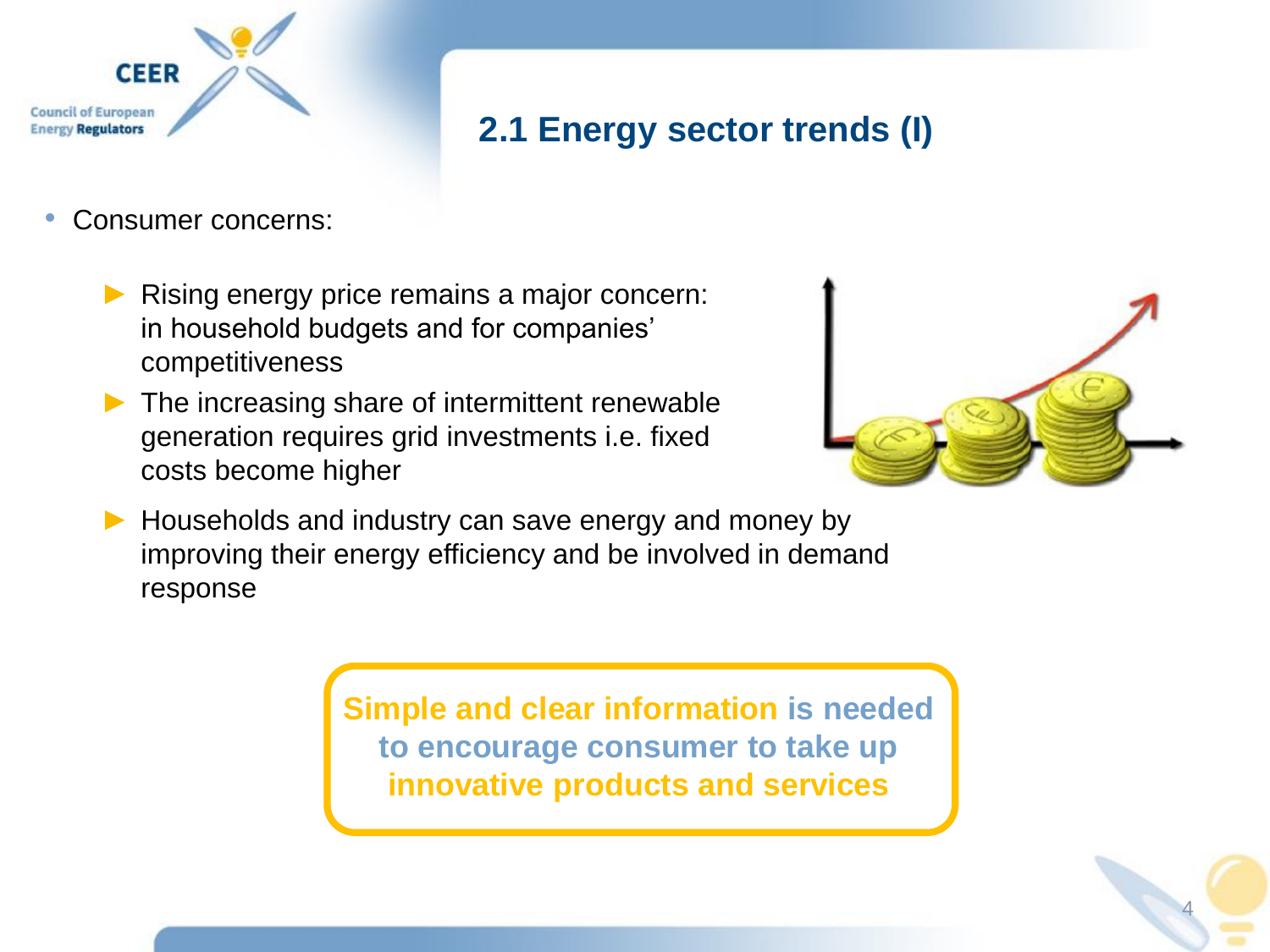## 2.1 Energy sector trends (I)

- Consumer concerns:
  - Rising energy price remains a major concern: in household budgets and for companies' competitiveness
  - The increasing share of intermittent renewable generation requires grid investments i.e. fixed costs become higher
  - Households and industry can save energy and money by improving their energy efficiency and be involved in demand response

**Simple and clear information is needed to encourage consumer to take up innovative products and services**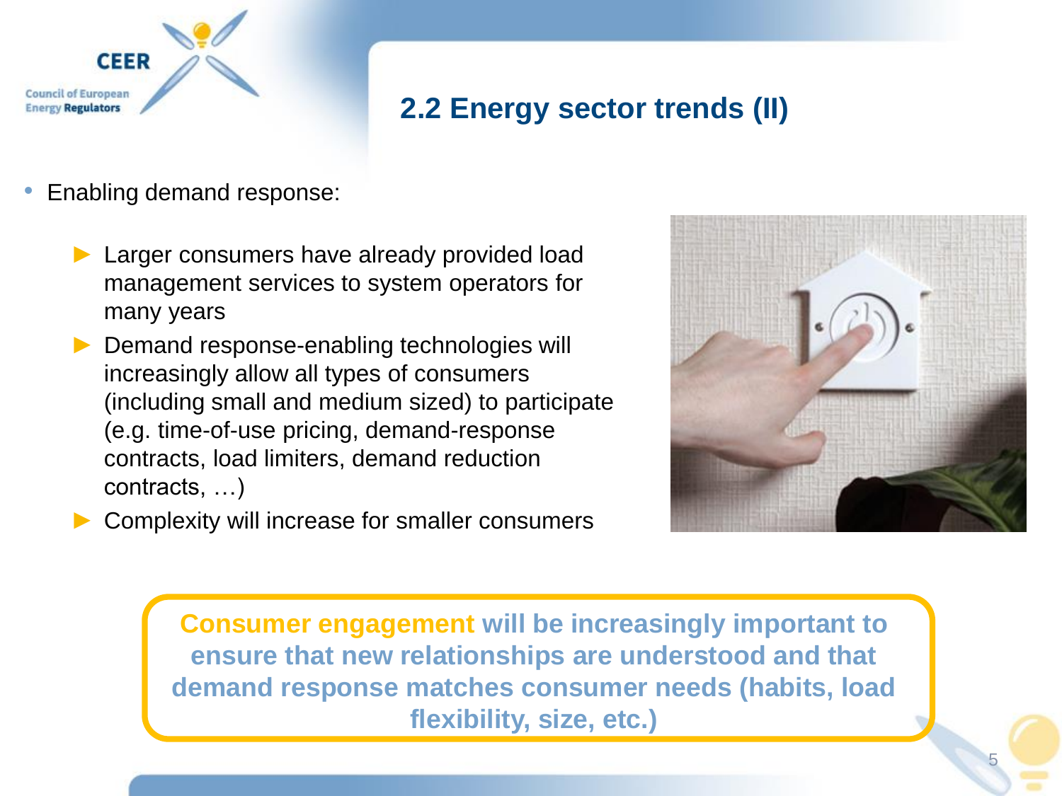## 2.2 Energy sector trends (II)

- Enabling demand response:
  - Larger consumers have already provided load management services to system operators for many years
  - Demand response-enabling technologies will increasingly allow all types of consumers (including small and medium sized) to participate (e.g. time-of-use pricing, demand-response contracts, load limiters, demand reduction contracts, …)
  - Complexity will increase for smaller consumers

**Consumer engagement will be increasingly important to ensure that new relationships are understood and that demand response matches consumer needs (habits, load flexibility, size, etc.)**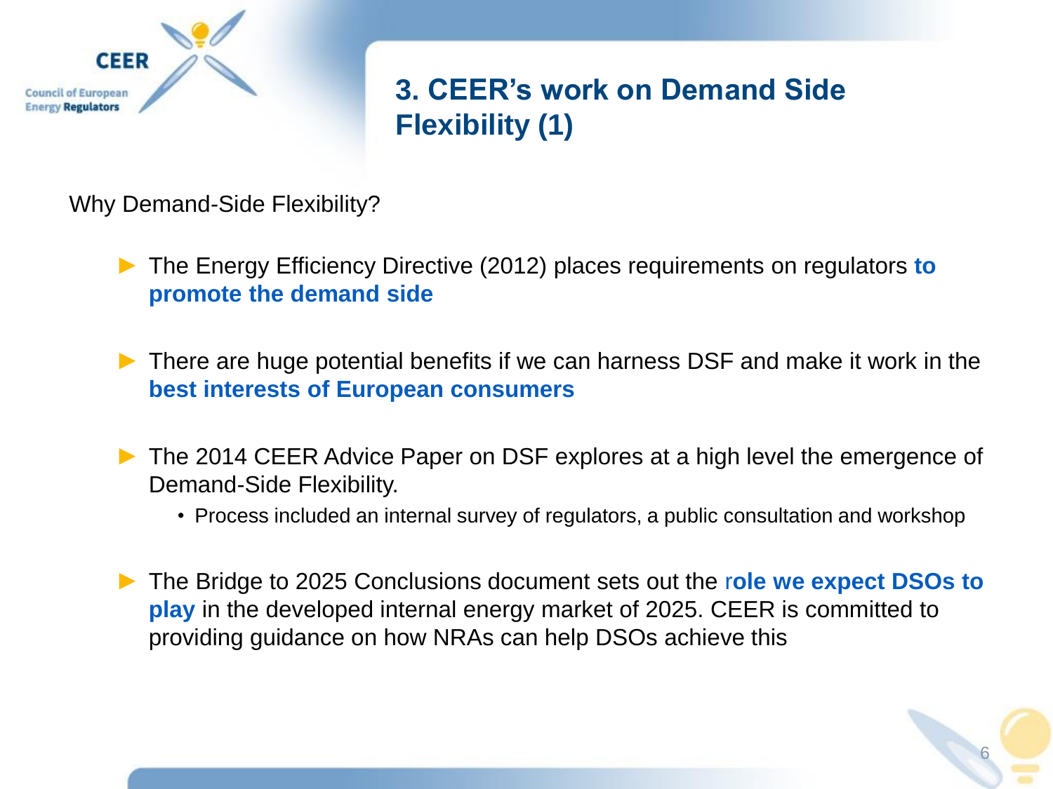# 3. CEER's work on Demand Side Flexibility (1)

Why Demand-Side Flexibility?

- The Energy Efficiency Directive (2012) places requirements on regulators **to promote the demand side**
- There are huge potential benefits if we can harness DSF and make it work in the **best interests of European consumers**
- The 2014 CEER Advice Paper on DSF explores at a high level the emergence of Demand-Side Flexibility.
  - Process included an internal survey of regulators, a public consultation and workshop
- The Bridge to 2025 Conclusions document sets out the **role we expect DSOs to play** in the developed internal energy market of 2025. CEER is committed to providing guidance on how NRAs can help DSOs achieve this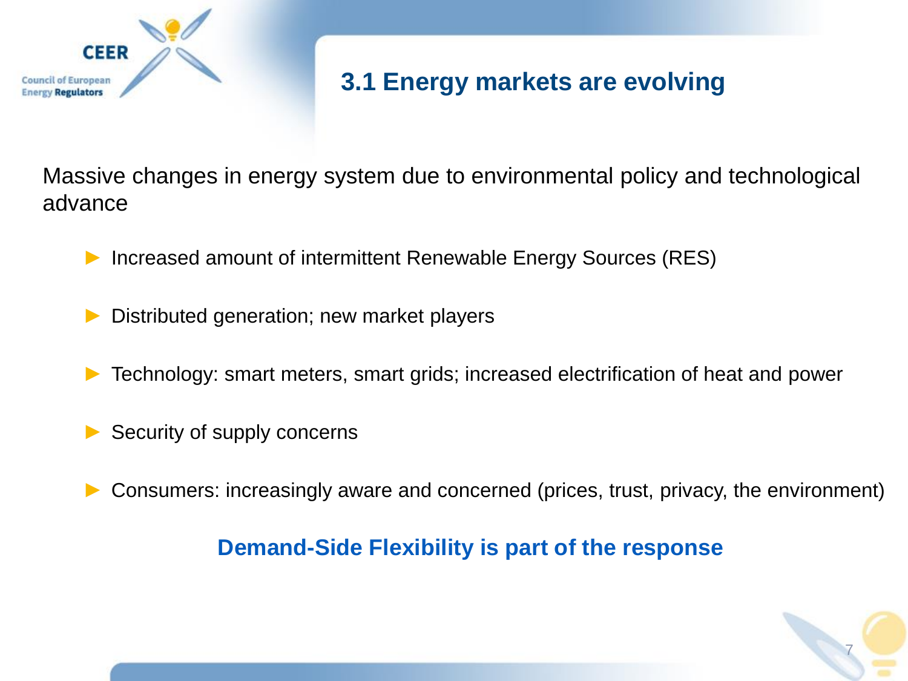## 3.1 Energy markets are evolving

Massive changes in energy system due to environmental policy and technological advance

- Increased amount of intermittent Renewable Energy Sources (RES)
- Distributed generation; new market players
- Technology: smart meters, smart grids; increased electrification of heat and power
- Security of supply concerns
- Consumers: increasingly aware and concerned (prices, trust, privacy, the environment)

**Demand-Side Flexibility is part of the response**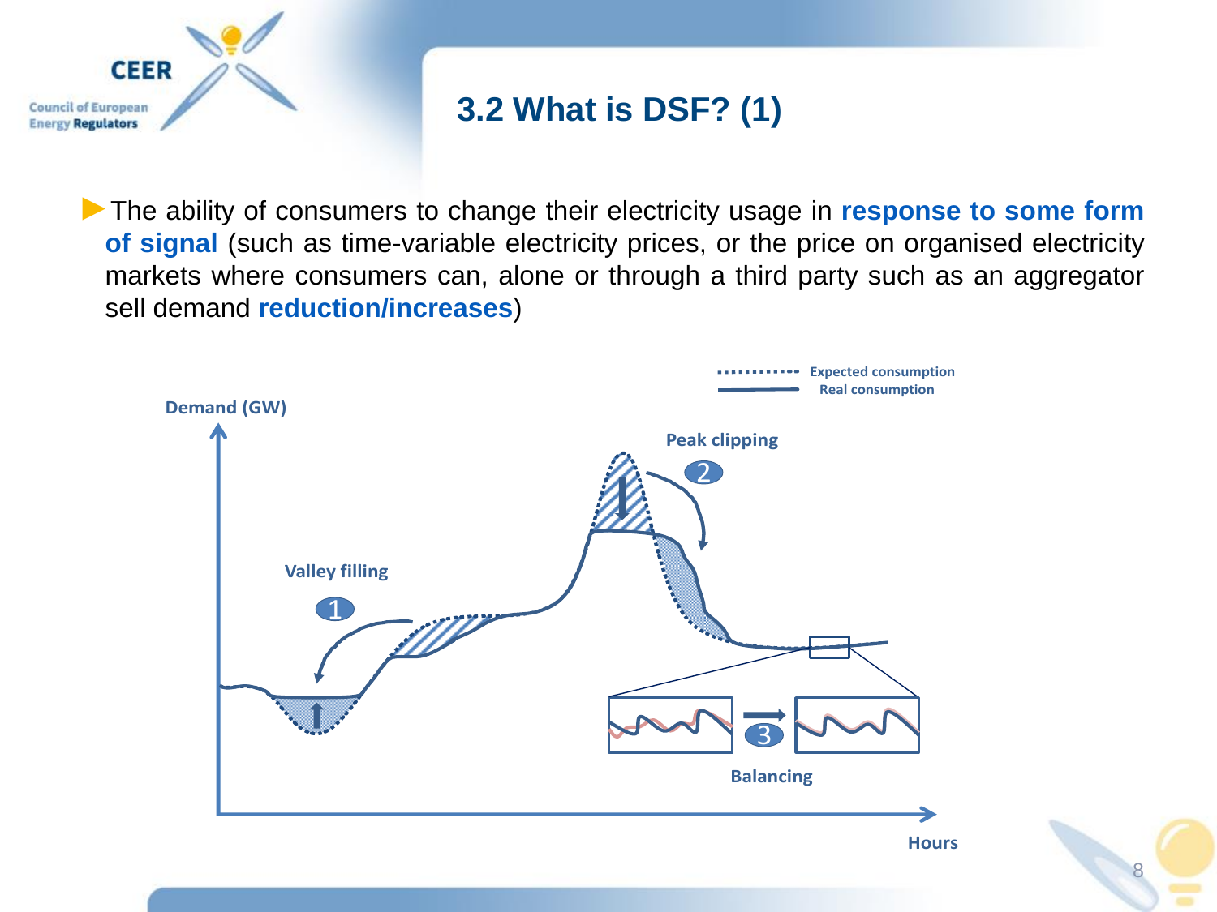# 3.2 What is DSF? (1)

- The ability of consumers to change their electricity usage in **response to some form of signal** (such as time-variable electricity prices, or the price on organised electricity markets where consumers can, alone or through a third party such as an aggregator sell demand **reduction/increases**)

Expected consumption
Real consumption

Demand (GW)

Peak clipping
2

Valley filling
1

3
Balancing

Hours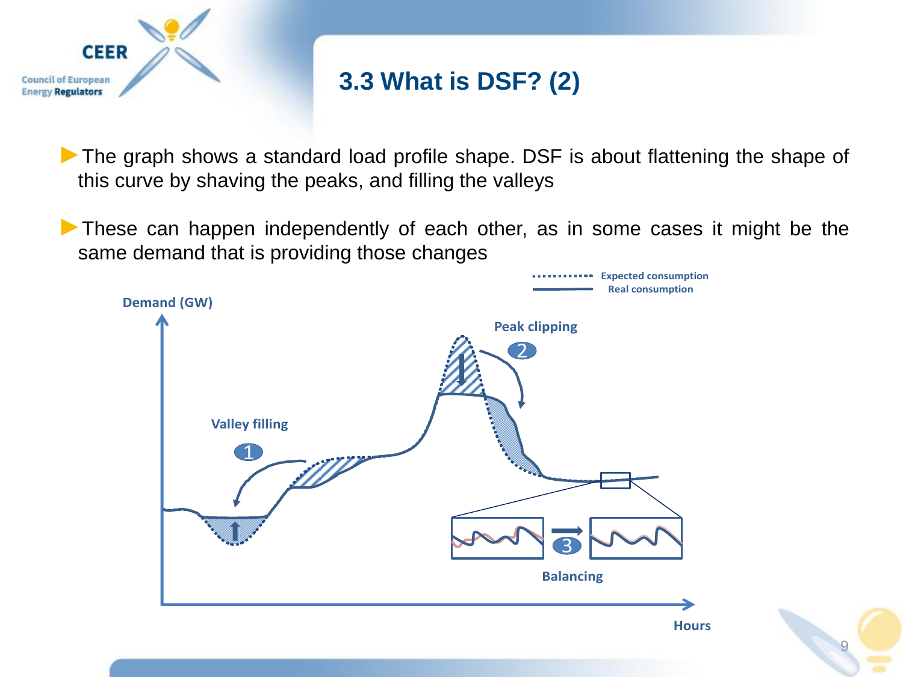## 3.3 What is DSF? (2)

- The graph shows a standard load profile shape. DSF is about flattening the shape of this curve by shaving the peaks, and filling the valleys
- These can happen independently of each other, as in some cases it might be the same demand that is providing those changes

Expected consumption
Real consumption

Demand (GW)

Peak clipping

2

Valley filling

1

3

Balancing

Hours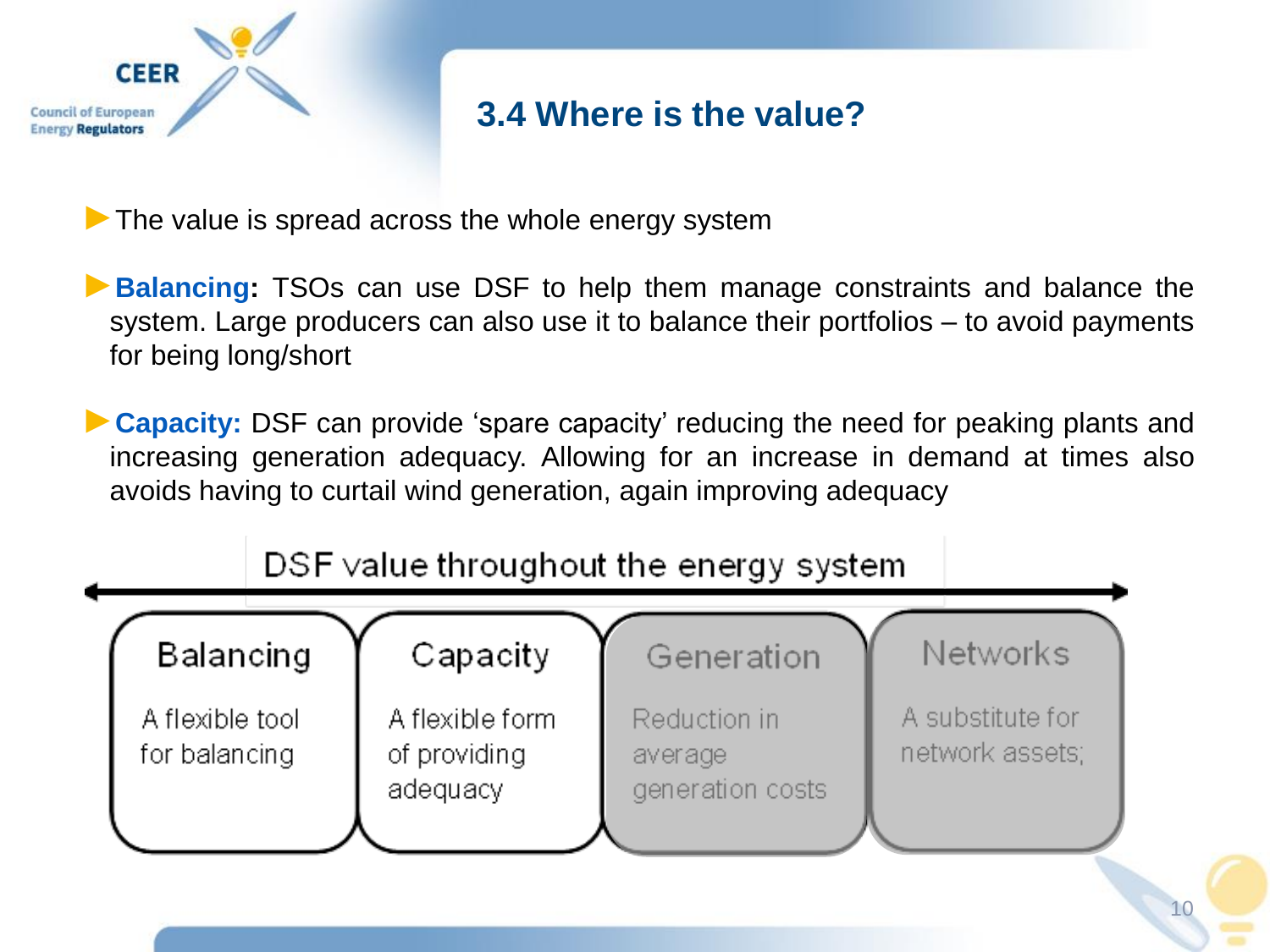# 3.4 Where is the value?

- The value is spread across the whole energy system
- **Balancing:** TSOs can use DSF to help them manage constraints and balance the system. Large producers can also use it to balance their portfolios – to avoid payments for being long/short
- **Capacity:** DSF can provide 'spare capacity' reducing the need for peaking plants and increasing generation adequacy. Allowing for an increase in demand at times also avoids having to curtail wind generation, again improving adequacy

DSF value throughout the energy system

| Balancing | Capacity | Generation | Networks |
|---|---|---|---|
| A flexible tool for balancing | A flexible form of providing adequacy | Reduction in average generation costs | A substitute for network assets; |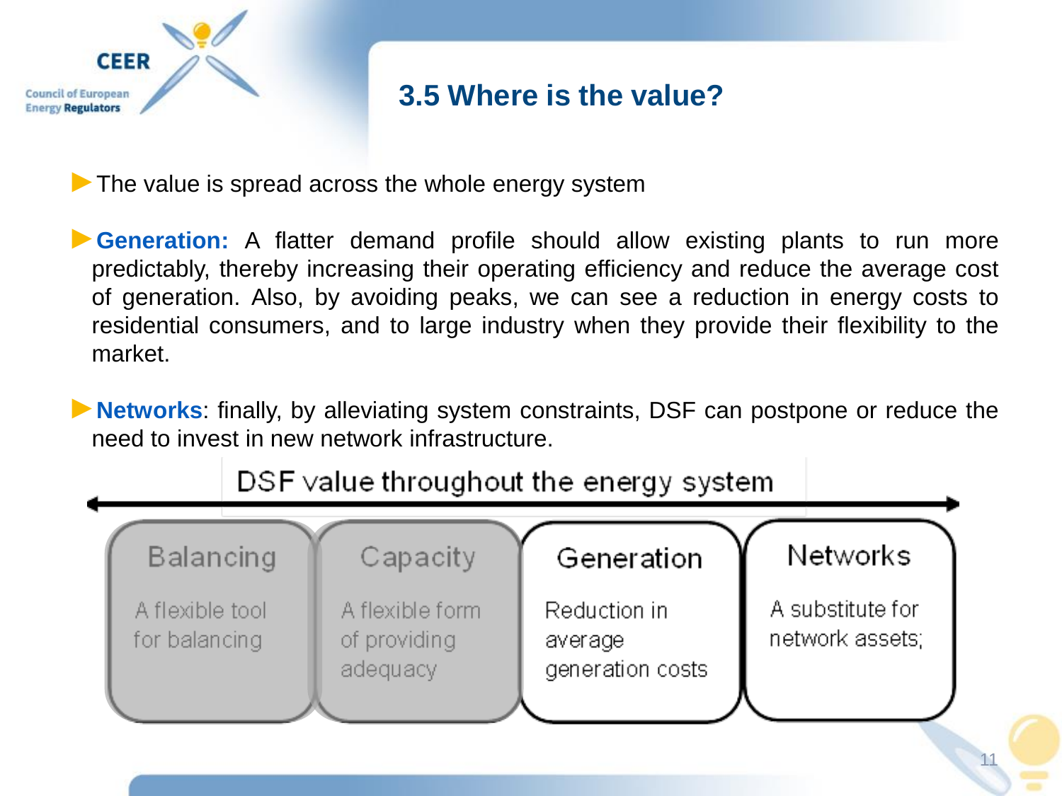# 3.5 Where is the value?

- The value is spread across the whole energy system
- **Generation:** A flatter demand profile should allow existing plants to run more predictably, thereby increasing their operating efficiency and reduce the average cost of generation. Also, by avoiding peaks, we can see a reduction in energy costs to residential consumers, and to large industry when they provide their flexibility to the market.
- **Networks**: finally, by alleviating system constraints, DSF can postpone or reduce the need to invest in new network infrastructure.

DSF value throughout the energy system

| Balancing | Capacity | Generation | Networks |
| --- | --- | --- | --- |
| A flexible tool for balancing | A flexible form of providing adequacy | Reduction in average generation costs | A substitute for network assets; |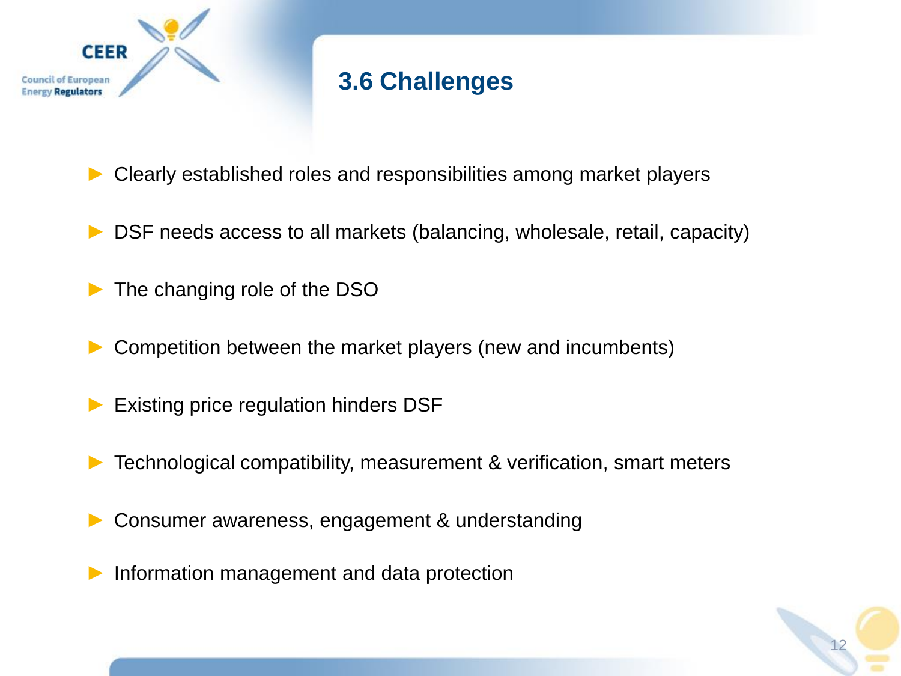## 3.6 Challenges

- Clearly established roles and responsibilities among market players
- DSF needs access to all markets (balancing, wholesale, retail, capacity)
- The changing role of the DSO
- Competition between the market players (new and incumbents)
- Existing price regulation hinders DSF
- Technological compatibility, measurement & verification, smart meters
- Consumer awareness, engagement & understanding
- Information management and data protection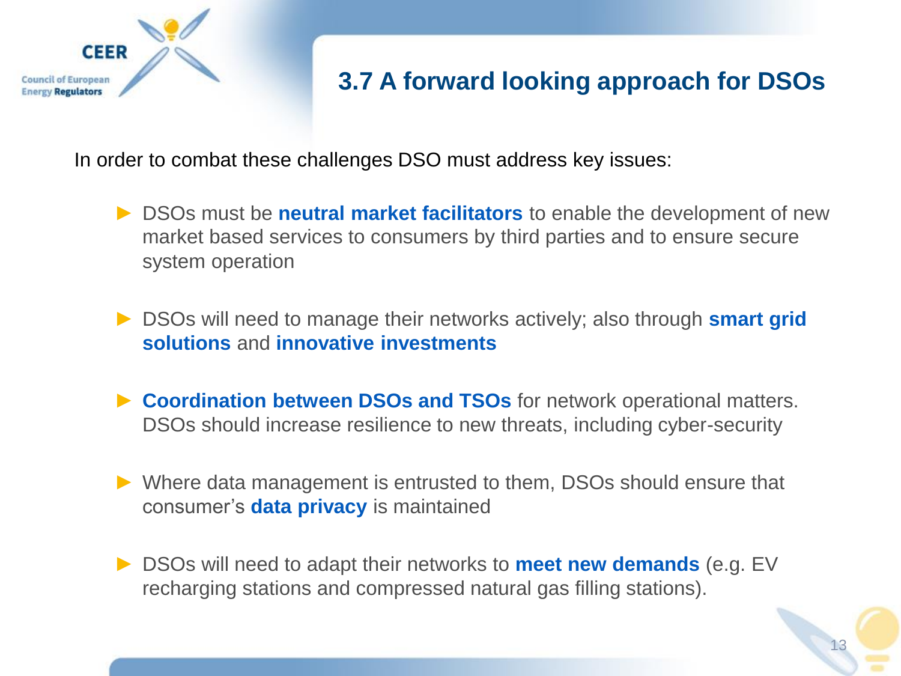## 3.7 A forward looking approach for DSOs

In order to combat these challenges DSO must address key issues:

- DSOs must be **neutral market facilitators** to enable the development of new market based services to consumers by third parties and to ensure secure system operation
- DSOs will need to manage their networks actively; also through **smart grid solutions** and **innovative investments**
- **Coordination between DSOs and TSOs** for network operational matters. DSOs should increase resilience to new threats, including cyber-security
- Where data management is entrusted to them, DSOs should ensure that consumer's **data privacy** is maintained
- DSOs will need to adapt their networks to **meet new demands** (e.g. EV recharging stations and compressed natural gas filling stations).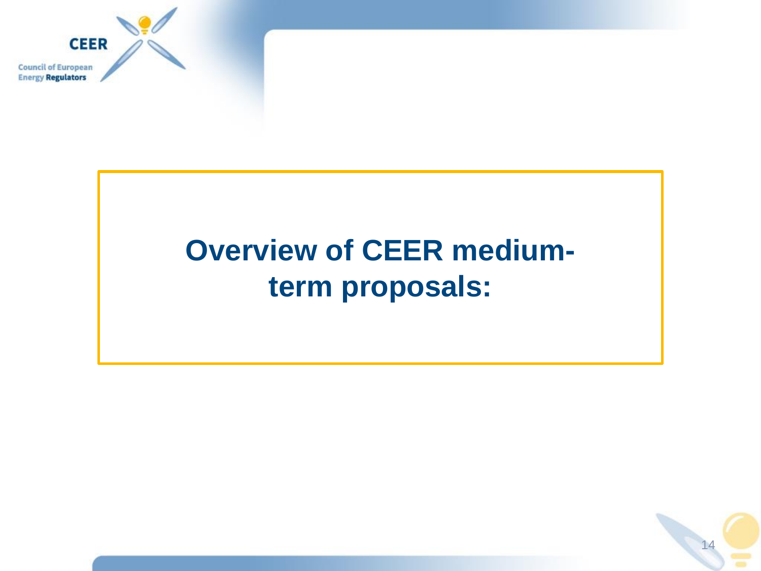# Overview of CEER medium-term proposals: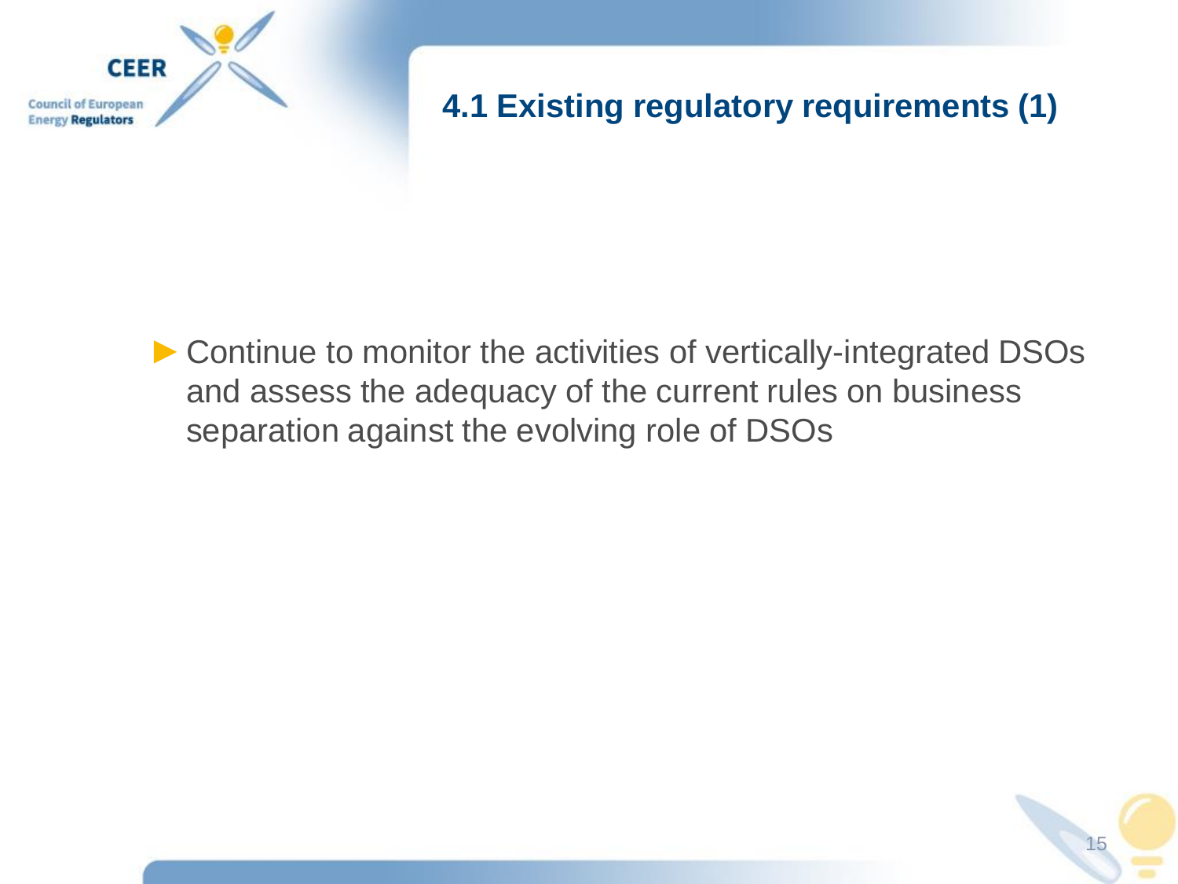## 4.1 Existing regulatory requirements (1)

- Continue to monitor the activities of vertically-integrated DSOs and assess the adequacy of the current rules on business separation against the evolving role of DSOs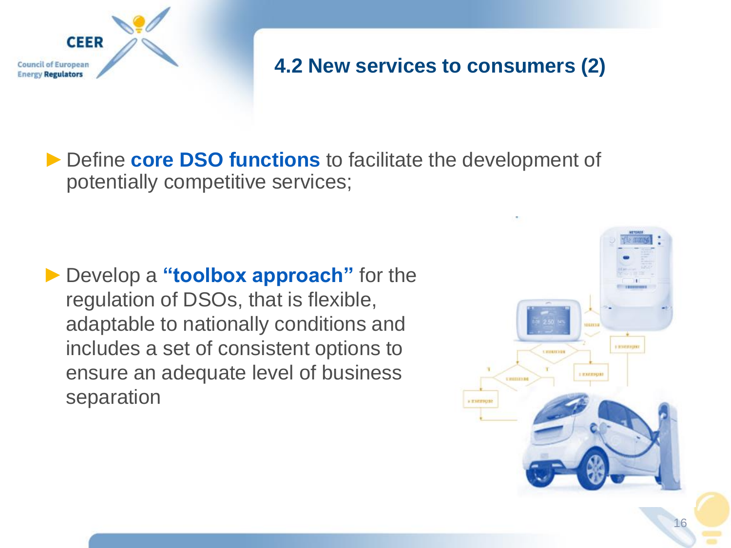## 4.2 New services to consumers (2)

- Define **core DSO functions** to facilitate the development of potentially competitive services;

- Develop a **"toolbox approach"** for the regulation of DSOs, that is flexible, adaptable to nationally conditions and includes a set of consistent options to ensure an adequate level of business separation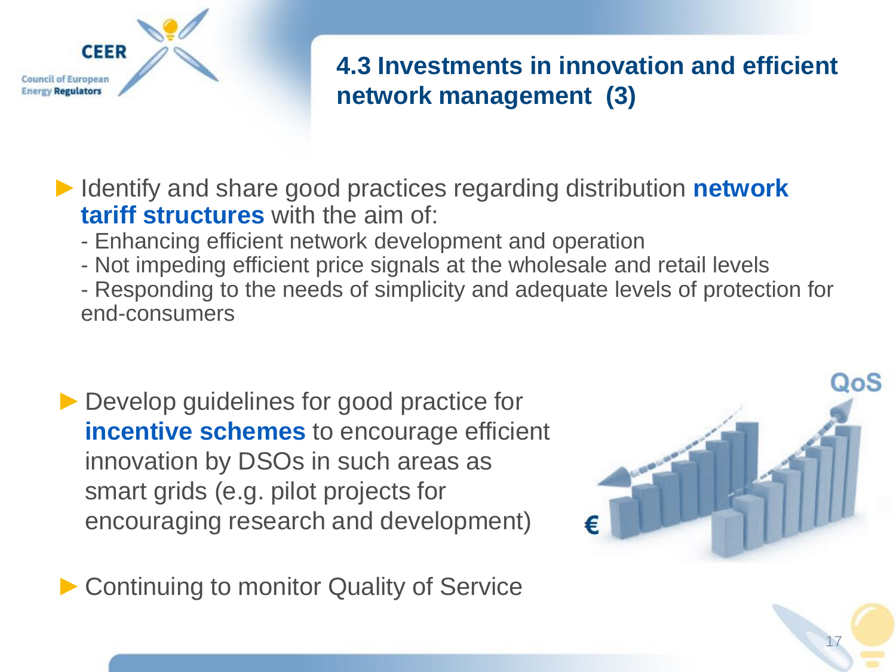# 4.3 Investments in innovation and efficient network management (3)

- Identify and share good practices regarding distribution **network tariff structures** with the aim of:
  - Enhancing efficient network development and operation
  - Not impeding efficient price signals at the wholesale and retail levels
  - Responding to the needs of simplicity and adequate levels of protection for end-consumers

- Develop guidelines for good practice for **incentive schemes** to encourage efficient innovation by DSOs in such areas as smart grids (e.g. pilot projects for encouraging research and development)

- Continuing to monitor Quality of Service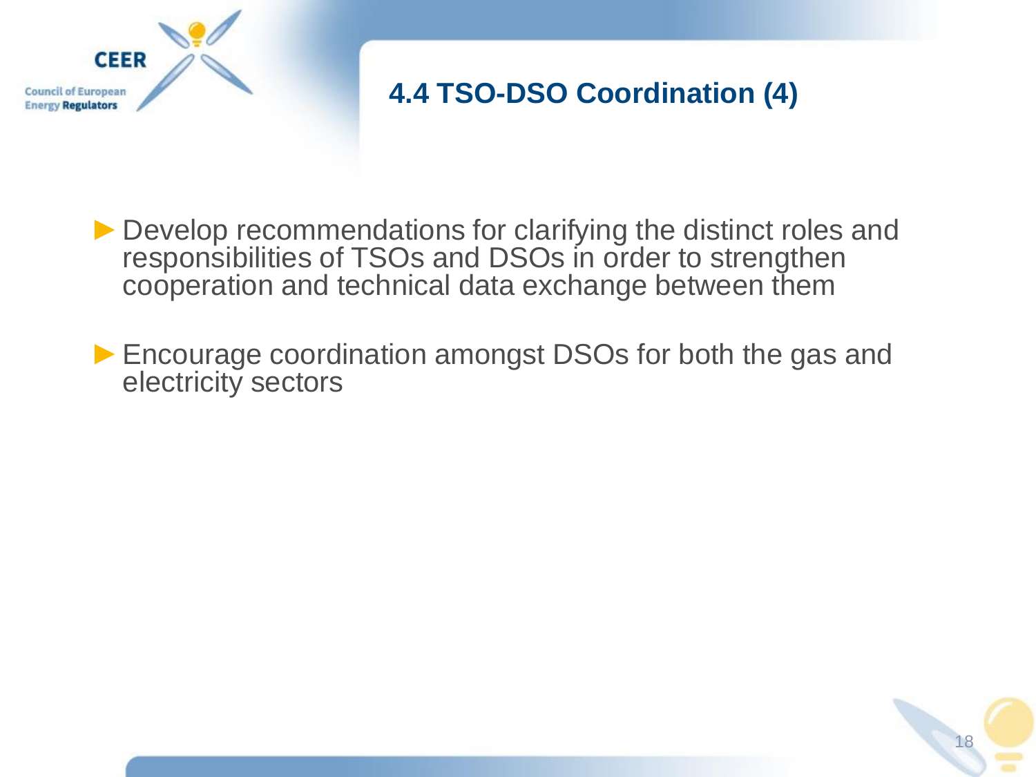## 4.4 TSO-DSO Coordination (4)

- Develop recommendations for clarifying the distinct roles and responsibilities of TSOs and DSOs in order to strengthen cooperation and technical data exchange between them
- Encourage coordination amongst DSOs for both the gas and electricity sectors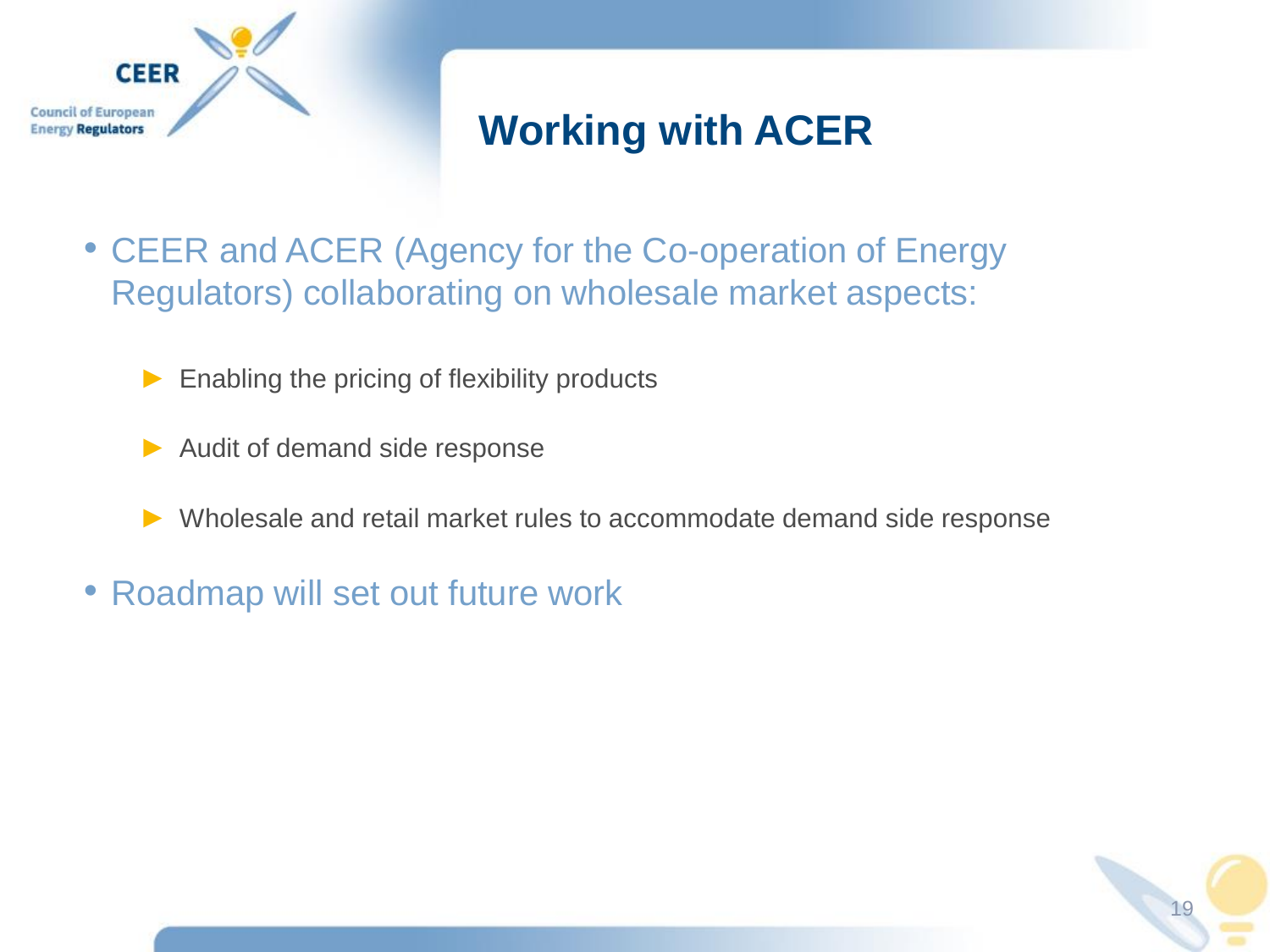# Working with ACER

- CEER and ACER (Agency for the Co-operation of Energy Regulators) collaborating on wholesale market aspects:
  - Enabling the pricing of flexibility products
  - Audit of demand side response
  - Wholesale and retail market rules to accommodate demand side response
- Roadmap will set out future work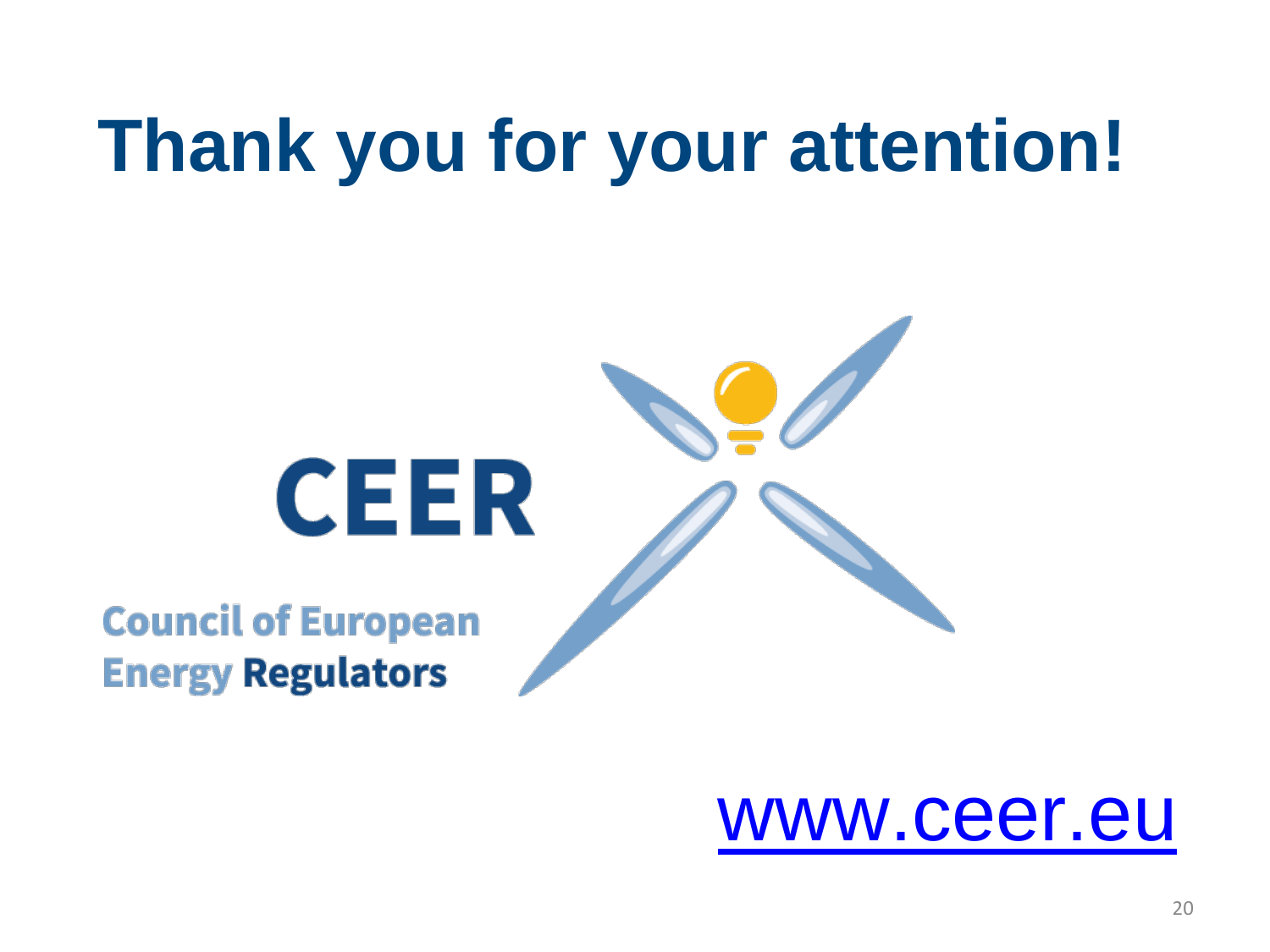# Thank you for your attention!

CEER

Council of European Energy Regulators

www.ceer.eu